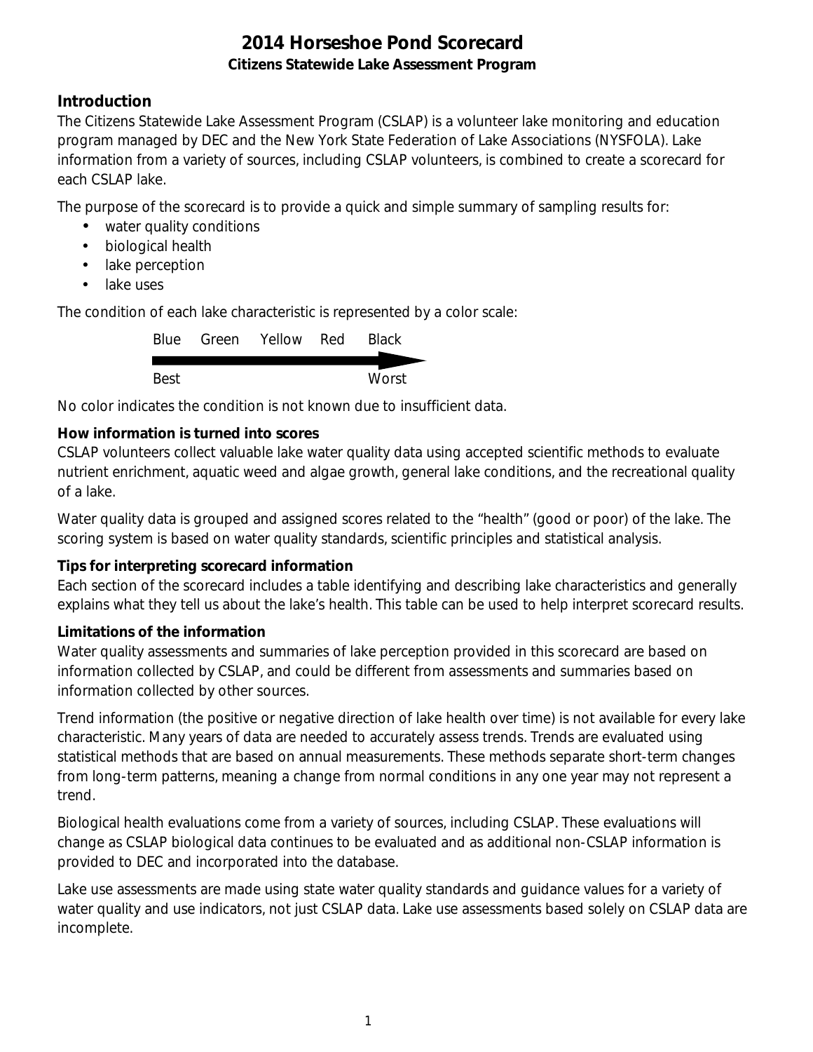# 2014 Horseshoe Pond Scorecard

**Citizens Statewide Lake Assessment Program**

## Introduction

The Citizens Statewide Lake Assessment Program (CSLAP) is a volunteer lake monitoring and education program managed by DEC and the New York State Federation of Lake Associations (NYSFOLA). Lake information from a variety of sources, including CSLAP volunteers, is combined to create a scorecard for each CSLAP lake.

The purpose of the scorecard is to provide a quick and simple summary of sampling results for:

- water quality conditions
- biological health
- lake perception
- lake uses

The condition of each lake characteristic is represented by a color scale:

Blue Green Yellow Red Black

Best → Worst

No color indicates the condition is not known due to insufficient data.

### How information is turned into scores

CSLAP volunteers collect valuable lake water quality data using accepted scientific methods to evaluate nutrient enrichment, aquatic weed and algae growth, general lake conditions, and the recreational quality of a lake.

Water quality data is grouped and assigned scores related to the "health" (good or poor) of the lake. The scoring system is based on water quality standards, scientific principles and statistical analysis.

### Tips for interpreting scorecard information

Each section of the scorecard includes a table identifying and describing lake characteristics and generally explains what they tell us about the lake's health. This table can be used to help interpret scorecard results.

### Limitations of the information

Water quality assessments and summaries of lake perception provided in this scorecard are based on information collected by CSLAP, and could be different from assessments and summaries based on information collected by other sources.

Trend information (the positive or negative direction of lake health over time) is not available for every lake characteristic. Many years of data are needed to accurately assess trends. Trends are evaluated using statistical methods that are based on annual measurements. These methods separate short-term changes from long-term patterns, meaning a change from normal conditions in any one year may not represent a trend.

Biological health evaluations come from a variety of sources, including CSLAP. These evaluations will change as CSLAP biological data continues to be evaluated and as additional non-CSLAP information is provided to DEC and incorporated into the database.

Lake use assessments are made using state water quality standards and guidance values for a variety of water quality and use indicators, not just CSLAP data. Lake use assessments based solely on CSLAP data are incomplete.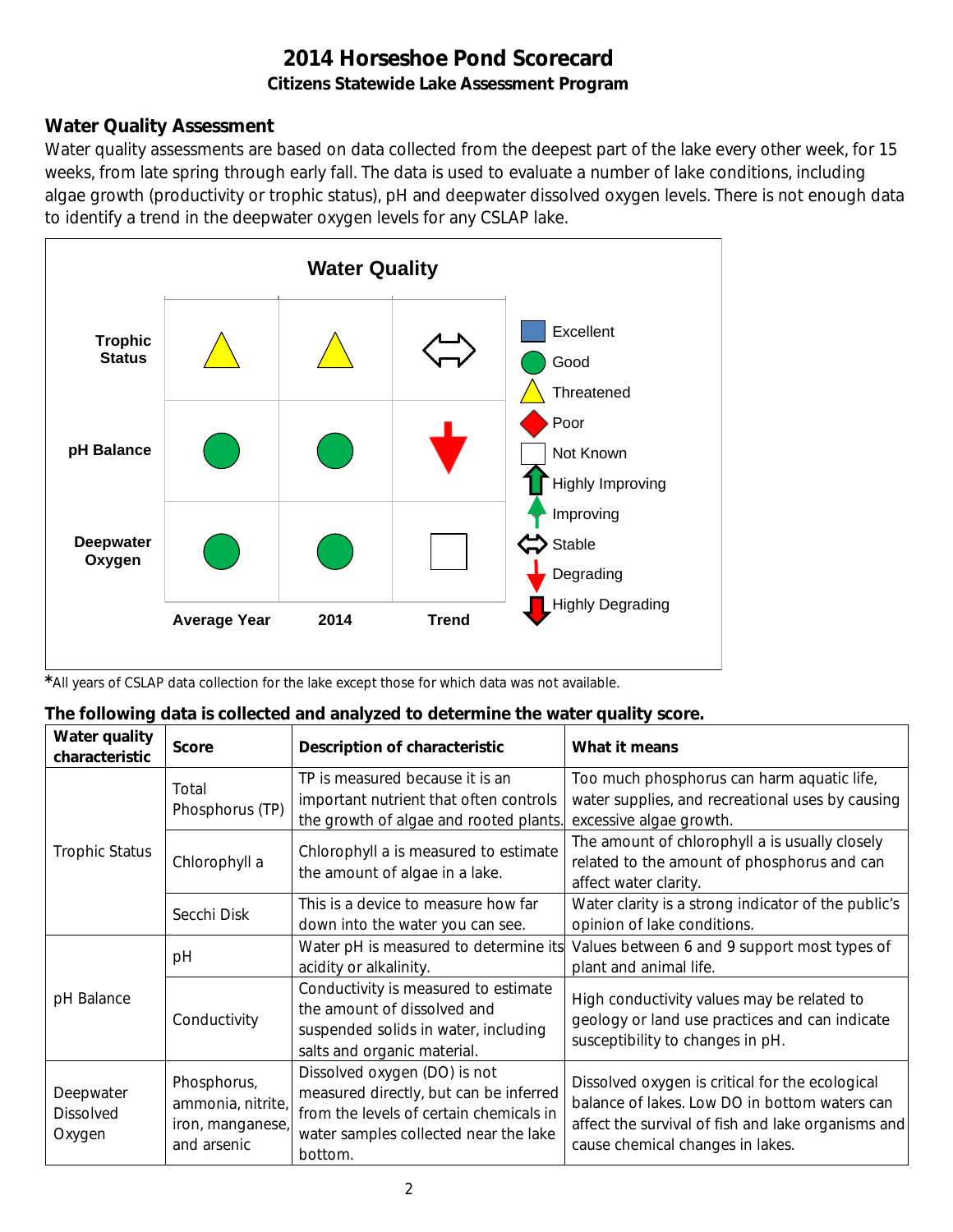# 2014 Horseshoe Pond Scorecard

**Citizens Statewide Lake Assessment Program**

## Water Quality Assessment

Water quality assessments are based on data collected from the deepest part of the lake every other week, for 15 weeks, from late spring through early fall. The data is used to evaluate a number of lake conditions, including algae growth (productivity or trophic status), pH and deepwater dissolved oxygen levels. There is not enough data to identify a trend in the deepwater oxygen levels for any CSLAP lake.

**Water Quality**

| | Average Year | 2014 | Trend |
|---|---|---|---|
| **Trophic Status** | Threatened | Threatened | Stable |
| **pH Balance** | Good | Good | Degrading |
| **Deepwater Oxygen** | Good | Good | Not Known |

Legend: Excellent; Good; Threatened; Poor; Not Known; Highly Improving; Improving; Stable; Degrading; Highly Degrading

*All years of CSLAP data collection for the lake except those for which data was not available.

**The following data is collected and analyzed to determine the water quality score.**

| Water quality characteristic | Score | Description of characteristic | What it means |
|---|---|---|---|
| Trophic Status | Total Phosphorus (TP) | TP is measured because it is an important nutrient that often controls the growth of algae and rooted plants. | Too much phosphorus can harm aquatic life, water supplies, and recreational uses by causing excessive algae growth. |
| | Chlorophyll a | Chlorophyll a is measured to estimate the amount of algae in a lake. | The amount of chlorophyll a is usually closely related to the amount of phosphorus and can affect water clarity. |
| | Secchi Disk | This is a device to measure how far down into the water you can see. | Water clarity is a strong indicator of the public's opinion of lake conditions. |
| pH Balance | pH | Water pH is measured to determine its acidity or alkalinity. | Values between 6 and 9 support most types of plant and animal life. |
| | Conductivity | Conductivity is measured to estimate the amount of dissolved and suspended solids in water, including salts and organic material. | High conductivity values may be related to geology or land use practices and can indicate susceptibility to changes in pH. |
| Deepwater Dissolved Oxygen | Phosphorus, ammonia, nitrite, iron, manganese, and arsenic | Dissolved oxygen (DO) is not measured directly, but can be inferred from the levels of certain chemicals in water samples collected near the lake bottom. | Dissolved oxygen is critical for the ecological balance of lakes. Low DO in bottom waters can affect the survival of fish and lake organisms and cause chemical changes in lakes. |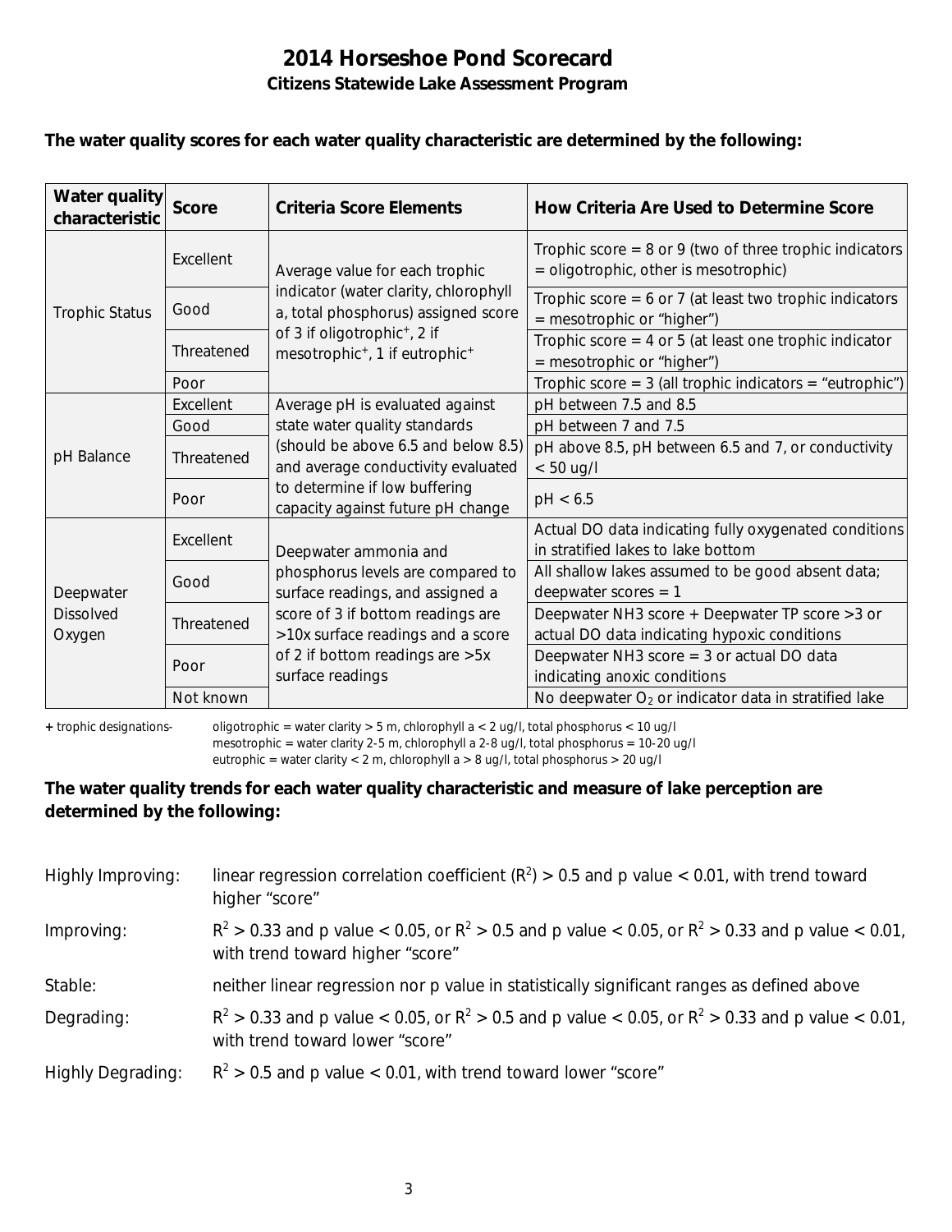# 2014 Horseshoe Pond Scorecard

## Citizens Statewide Lake Assessment Program

**The water quality scores for each water quality characteristic are determined by the following:**

| Water quality characteristic | Score | Criteria Score Elements | How Criteria Are Used to Determine Score |
|---|---|---|---|
| Trophic Status | Excellent | Average value for each trophic indicator (water clarity, chlorophyll a, total phosphorus) assigned score of 3 if oligotrophic+, 2 if mesotrophic+, 1 if eutrophic+ | Trophic score = 8 or 9 (two of three trophic indicators = oligotrophic, other is mesotrophic) |
| | Good | | Trophic score = 6 or 7 (at least two trophic indicators = mesotrophic or "higher") |
| | Threatened | | Trophic score = 4 or 5 (at least one trophic indicator = mesotrophic or "higher") |
| | Poor | | Trophic score = 3 (all trophic indicators = "eutrophic") |
| pH Balance | Excellent | Average pH is evaluated against state water quality standards (should be above 6.5 and below 8.5) and average conductivity evaluated to determine if low buffering capacity against future pH change | pH between 7.5 and 8.5 |
| | Good | | pH between 7 and 7.5 |
| | Threatened | | pH above 8.5, pH between 6.5 and 7, or conductivity < 50 ug/l |
| | Poor | | pH < 6.5 |
| Deepwater Dissolved Oxygen | Excellent | Deepwater ammonia and phosphorus levels are compared to surface readings, and assigned a score of 3 if bottom readings are >10x surface readings and a score of 2 if bottom readings are >5x surface readings | Actual DO data indicating fully oxygenated conditions in stratified lakes to lake bottom |
| | Good | | All shallow lakes assumed to be good absent data; deepwater scores = 1 |
| | Threatened | | Deepwater $NH_3$ score + Deepwater TP score >3 or actual DO data indicating hypoxic conditions |
| | Poor | | Deepwater $NH_3$ score = 3 or actual DO data indicating anoxic conditions |
| | Not known | | No deepwater $O_2$ or indicator data in stratified lake |

**+** trophic designations- oligotrophic = water clarity > 5 m, chlorophyll a < 2 ug/l, total phosphorus < 10 ug/l
mesotrophic = water clarity 2-5 m, chlorophyll a 2-8 ug/l, total phosphorus = 10-20 ug/l
eutrophic = water clarity < 2 m, chlorophyll a > 8 ug/l, total phosphorus > 20 ug/l

**The water quality trends for each water quality characteristic and measure of lake perception are determined by the following:**

Highly Improving: linear regression correlation coefficient ($R^2$) > 0.5 and p value < 0.01, with trend toward higher "score"

Improving: $R^2$ > 0.33 and p value < 0.05, or $R^2$ > 0.5 and p value < 0.05, or $R^2$ > 0.33 and p value < 0.01, with trend toward higher "score"

Stable: neither linear regression nor p value in statistically significant ranges as defined above

Degrading: $R^2$ > 0.33 and p value < 0.05, or $R^2$ > 0.5 and p value < 0.05, or $R^2$ > 0.33 and p value < 0.01, with trend toward lower "score"

Highly Degrading: $R^2$ > 0.5 and p value < 0.01, with trend toward lower "score"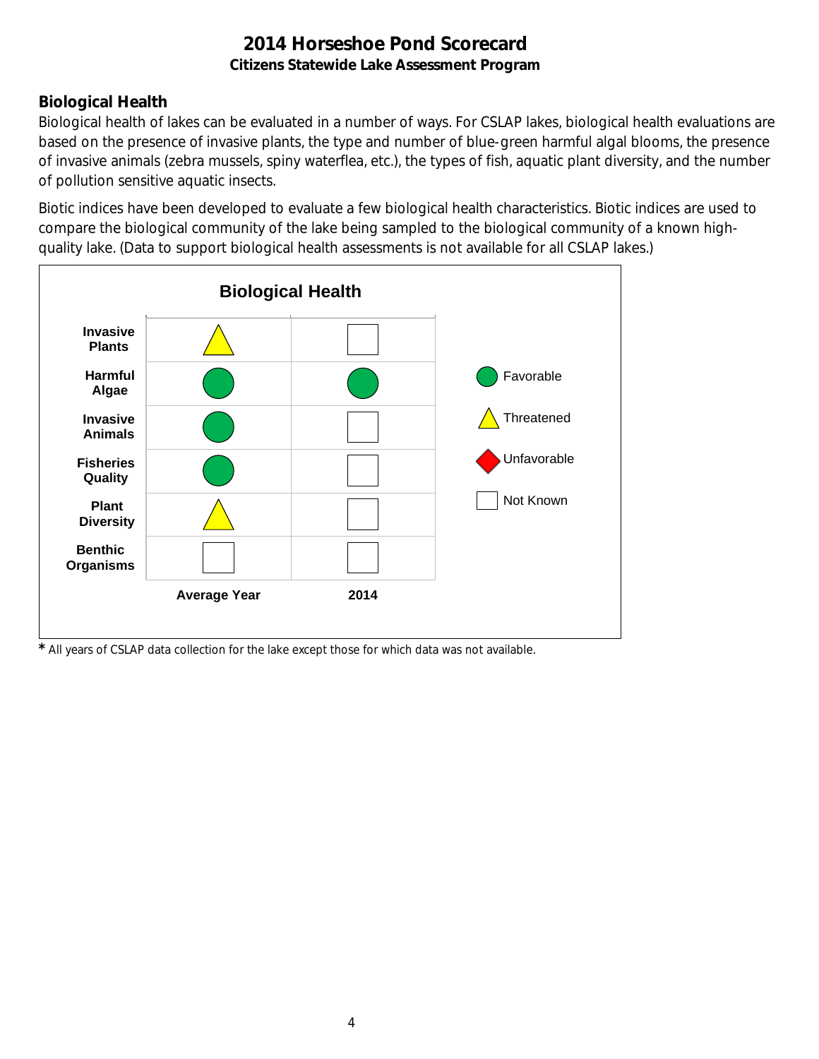# 2014 Horseshoe Pond Scorecard

**Citizens Statewide Lake Assessment Program**

## Biological Health

Biological health of lakes can be evaluated in a number of ways. For CSLAP lakes, biological health evaluations are based on the presence of invasive plants, the type and number of blue-green harmful algal blooms, the presence of invasive animals (zebra mussels, spiny waterflea, etc.), the types of fish, aquatic plant diversity, and the number of pollution sensitive aquatic insects.

Biotic indices have been developed to evaluate a few biological health characteristics. Biotic indices are used to compare the biological community of the lake being sampled to the biological community of a known high-quality lake. (Data to support biological health assessments is not available for all CSLAP lakes.)

**Biological Health**

| | Average Year | 2014 |
|---|---|---|
| Invasive Plants | Threatened | Not Known |
| Harmful Algae | Favorable | Favorable |
| Invasive Animals | Favorable | Not Known |
| Fisheries Quality | Favorable | Not Known |
| Plant Diversity | Threatened | Not Known |
| Benthic Organisms | Not Known | Not Known |

Legend: Favorable (green circle), Threatened (yellow triangle), Unfavorable (red diamond), Not Known (empty square)

* All years of CSLAP data collection for the lake except those for which data was not available.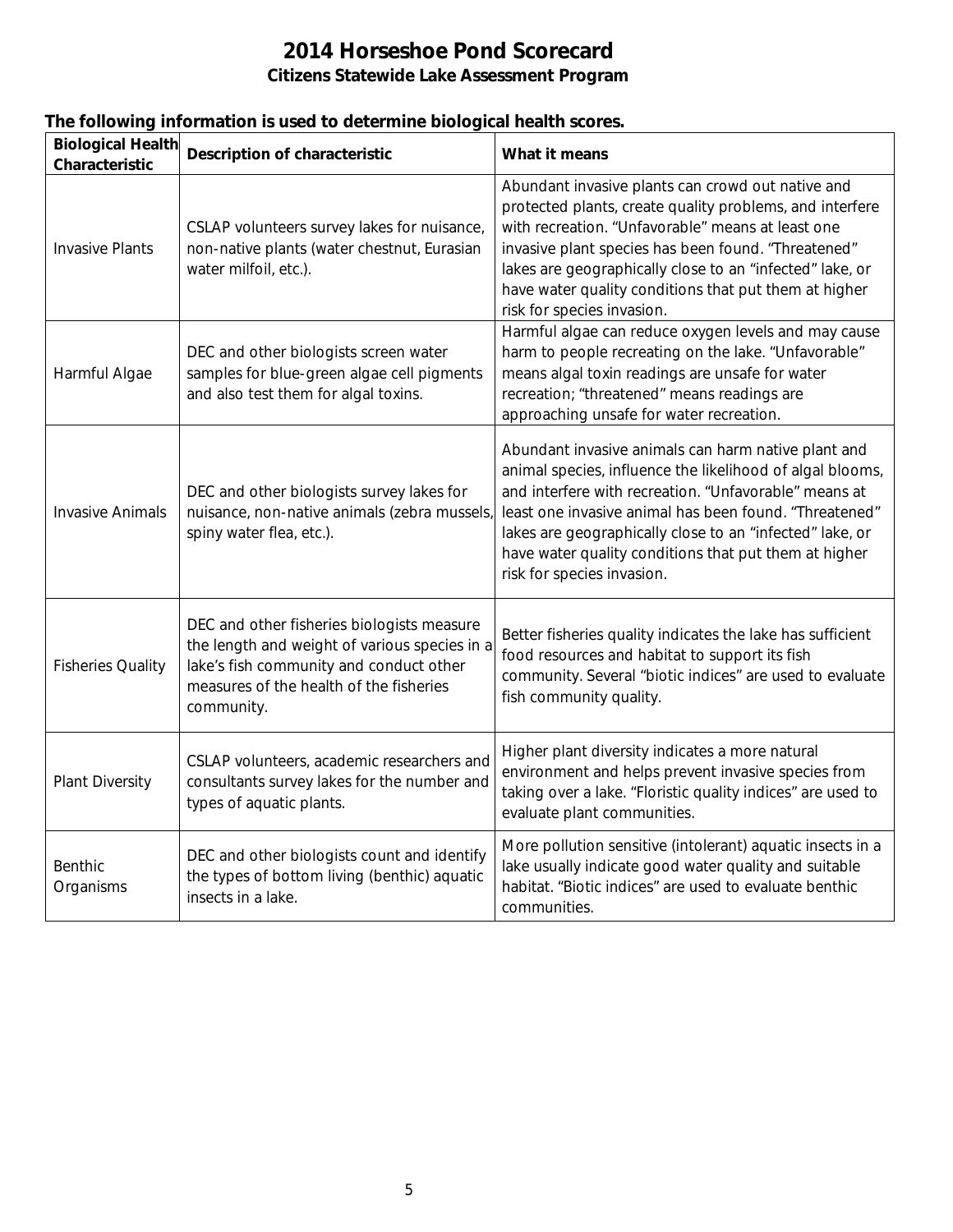# 2014 Horseshoe Pond Scorecard

## Citizens Statewide Lake Assessment Program

**The following information is used to determine biological health scores.**

| Biological Health Characteristic | Description of characteristic | What it means |
|---|---|---|
| Invasive Plants | CSLAP volunteers survey lakes for nuisance, non-native plants (water chestnut, Eurasian water milfoil, etc.). | Abundant invasive plants can crowd out native and protected plants, create quality problems, and interfere with recreation. "Unfavorable" means at least one invasive plant species has been found. "Threatened" lakes are geographically close to an "infected" lake, or have water quality conditions that put them at higher risk for species invasion. |
| Harmful Algae | DEC and other biologists screen water samples for blue-green algae cell pigments and also test them for algal toxins. | Harmful algae can reduce oxygen levels and may cause harm to people recreating on the lake. "Unfavorable" means algal toxin readings are unsafe for water recreation; "threatened" means readings are approaching unsafe for water recreation. |
| Invasive Animals | DEC and other biologists survey lakes for nuisance, non-native animals (zebra mussels, spiny water flea, etc.). | Abundant invasive animals can harm native plant and animal species, influence the likelihood of algal blooms, and interfere with recreation. "Unfavorable" means at least one invasive animal has been found. "Threatened" lakes are geographically close to an "infected" lake, or have water quality conditions that put them at higher risk for species invasion. |
| Fisheries Quality | DEC and other fisheries biologists measure the length and weight of various species in a lake's fish community and conduct other measures of the health of the fisheries community. | Better fisheries quality indicates the lake has sufficient food resources and habitat to support its fish community. Several "biotic indices" are used to evaluate fish community quality. |
| Plant Diversity | CSLAP volunteers, academic researchers and consultants survey lakes for the number and types of aquatic plants. | Higher plant diversity indicates a more natural environment and helps prevent invasive species from taking over a lake. "Floristic quality indices" are used to evaluate plant communities. |
| Benthic Organisms | DEC and other biologists count and identify the types of bottom living (benthic) aquatic insects in a lake. | More pollution sensitive (intolerant) aquatic insects in a lake usually indicate good water quality and suitable habitat. "Biotic indices" are used to evaluate benthic communities. |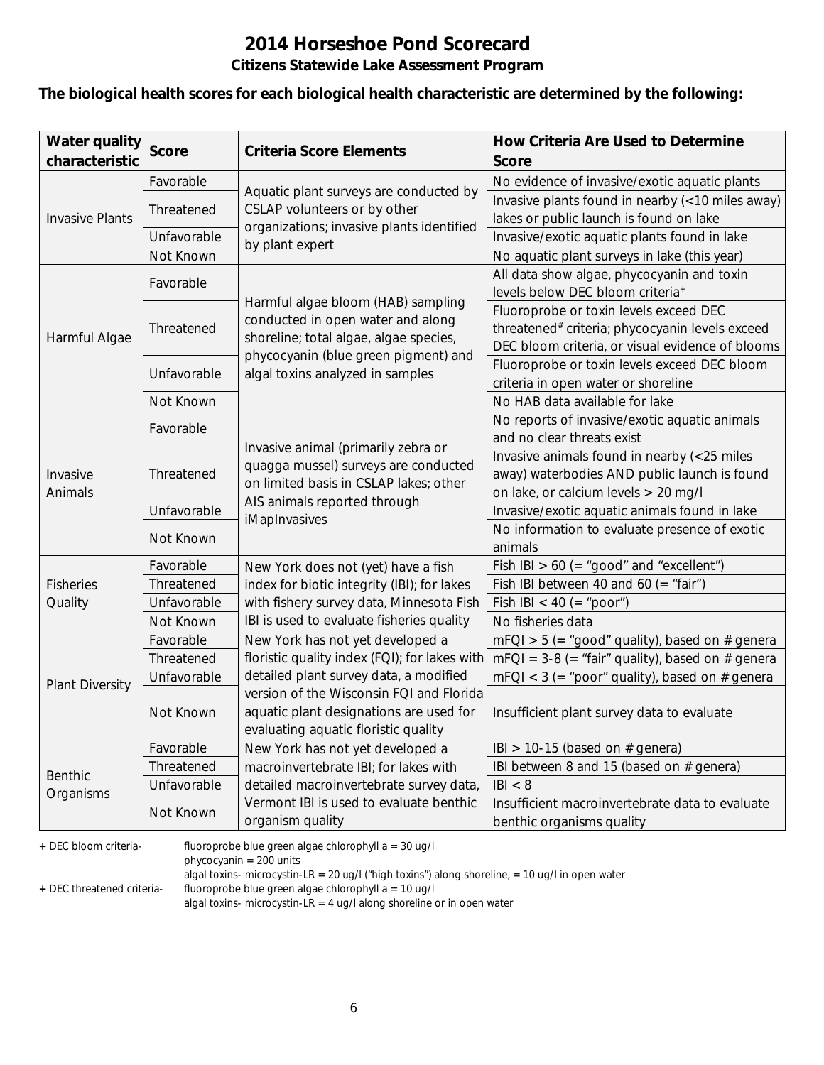# 2014 Horseshoe Pond Scorecard

### Citizens Statewide Lake Assessment Program

**The biological health scores for each biological health characteristic are determined by the following:**

| Water quality characteristic | Score | Criteria Score Elements | How Criteria Are Used to Determine Score |
|---|---|---|---|
| Invasive Plants | Favorable | Aquatic plant surveys are conducted by CSLAP volunteers or by other organizations; invasive plants identified by plant expert | No evidence of invasive/exotic aquatic plants |
| | Threatened | | Invasive plants found in nearby (<10 miles away) lakes or public launch is found on lake |
| | Unfavorable | | Invasive/exotic aquatic plants found in lake |
| | Not Known | | No aquatic plant surveys in lake (this year) |
| Harmful Algae | Favorable | Harmful algae bloom (HAB) sampling conducted in open water and along shoreline; total algae, algae species, phycocyanin (blue green pigment) and algal toxins analyzed in samples | All data show algae, phycocyanin and toxin levels below DEC bloom criteria+ |
| | Threatened | | Fluoroprobe or toxin levels exceed DEC threatened# criteria; phycocyanin levels exceed DEC bloom criteria, or visual evidence of blooms |
| | Unfavorable | | Fluoroprobe or toxin levels exceed DEC bloom criteria in open water or shoreline |
| | Not Known | | No HAB data available for lake |
| Invasive Animals | Favorable | Invasive animal (primarily zebra or quagga mussel) surveys are conducted on limited basis in CSLAP lakes; other AIS animals reported through iMapInvasives | No reports of invasive/exotic aquatic animals and no clear threats exist |
| | Threatened | | Invasive animals found in nearby (<25 miles away) waterbodies AND public launch is found on lake, or calcium levels > 20 mg/l |
| | Unfavorable | | Invasive/exotic aquatic animals found in lake |
| | Not Known | | No information to evaluate presence of exotic animals |
| Fisheries Quality | Favorable | New York does not (yet) have a fish index for biotic integrity (IBI); for lakes with fishery survey data, Minnesota Fish IBI is used to evaluate fisheries quality | Fish IBI > 60 (= "good" and "excellent") |
| | Threatened | | Fish IBI between 40 and 60 (= "fair") |
| | Unfavorable | | Fish IBI < 40 (= "poor") |
| | Not Known | | No fisheries data |
| Plant Diversity | Favorable | New York has not yet developed a floristic quality index (FQI); for lakes with detailed plant survey data, a modified version of the Wisconsin FQI and Florida aquatic plant designations are used for evaluating aquatic floristic quality | mFQI > 5 (= "good" quality), based on # genera |
| | Threatened | | mFQI = 3-8 (= "fair" quality), based on # genera |
| | Unfavorable | | mFQI < 3 (= "poor" quality), based on # genera |
| | Not Known | | Insufficient plant survey data to evaluate |
| Benthic Organisms | Favorable | New York has not yet developed a macroinvertebrate IBI; for lakes with detailed macroinvertebrate survey data, Vermont IBI is used to evaluate benthic organism quality | IBI > 10-15 (based on # genera) |
| | Threatened | | IBI between 8 and 15 (based on # genera) |
| | Unfavorable | | IBI < 8 |
| | Not Known | | Insufficient macroinvertebrate data to evaluate benthic organisms quality |

**+** DEC bloom criteria- fluoroprobe blue green algae chlorophyll a = 30 ug/l
phycocyanin = 200 units
algal toxins- microcystin-LR = 20 ug/l ("high toxins") along shoreline, = 10 ug/l in open water

**+** DEC threatened criteria- fluoroprobe blue green algae chlorophyll a = 10 ug/l
algal toxins- microcystin-LR = 4 ug/l along shoreline or in open water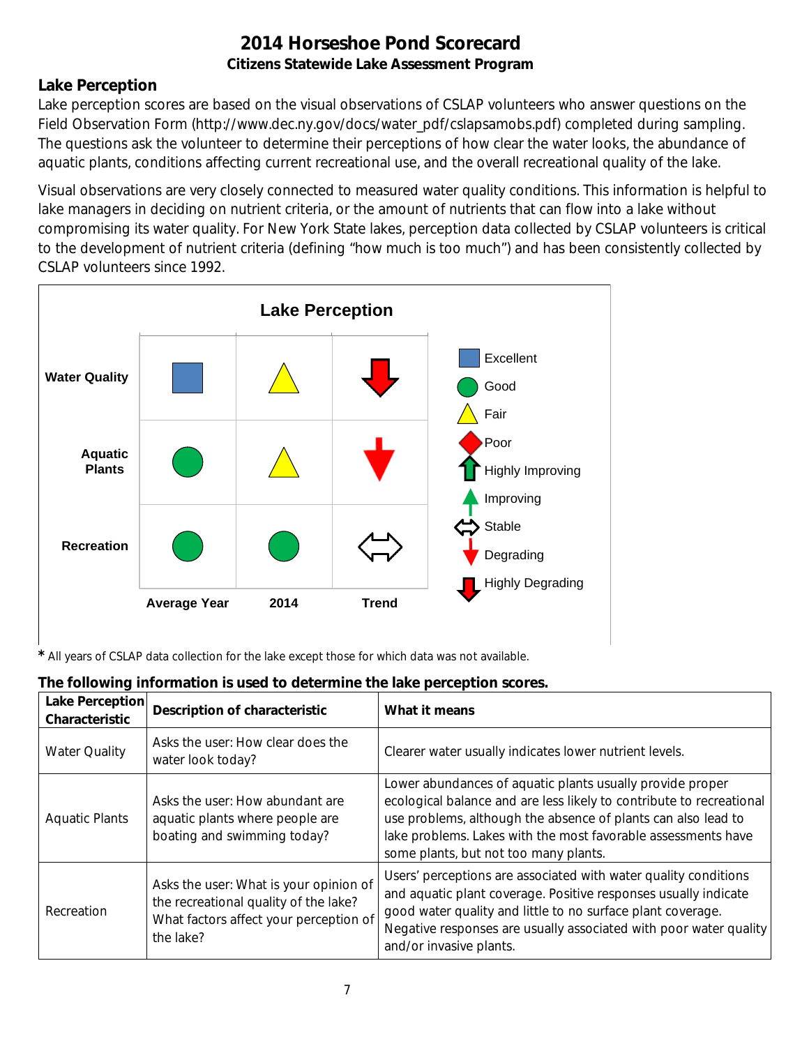# 2014 Horseshoe Pond Scorecard

**Citizens Statewide Lake Assessment Program**

## Lake Perception

Lake perception scores are based on the visual observations of CSLAP volunteers who answer questions on the Field Observation Form (http://www.dec.ny.gov/docs/water_pdf/cslapsamobs.pdf) completed during sampling. The questions ask the volunteer to determine their perceptions of how clear the water looks, the abundance of aquatic plants, conditions affecting current recreational use, and the overall recreational quality of the lake.

Visual observations are very closely connected to measured water quality conditions. This information is helpful to lake managers in deciding on nutrient criteria, or the amount of nutrients that can flow into a lake without compromising its water quality. For New York State lakes, perception data collected by CSLAP volunteers is critical to the development of nutrient criteria (defining "how much is too much") and has been consistently collected by CSLAP volunteers since 1992.

**Lake Perception**

| | Average Year | 2014 | Trend |
|---|---|---|---|
| Water Quality | Excellent | Fair | Highly Degrading |
| Aquatic Plants | Good | Fair | Degrading |
| Recreation | Good | Good | Stable |

\* All years of CSLAP data collection for the lake except those for which data was not available.

**The following information is used to determine the lake perception scores.**

| Lake Perception Characteristic | Description of characteristic | What it means |
|---|---|---|
| Water Quality | Asks the user: How clear does the water look today? | Clearer water usually indicates lower nutrient levels. |
| Aquatic Plants | Asks the user: How abundant are aquatic plants where people are boating and swimming today? | Lower abundances of aquatic plants usually provide proper ecological balance and are less likely to contribute to recreational use problems, although the absence of plants can also lead to lake problems. Lakes with the most favorable assessments have some plants, but not too many plants. |
| Recreation | Asks the user: What is your opinion of the recreational quality of the lake? What factors affect your perception of the lake? | Users' perceptions are associated with water quality conditions and aquatic plant coverage. Positive responses usually indicate good water quality and little to no surface plant coverage. Negative responses are usually associated with poor water quality and/or invasive plants. |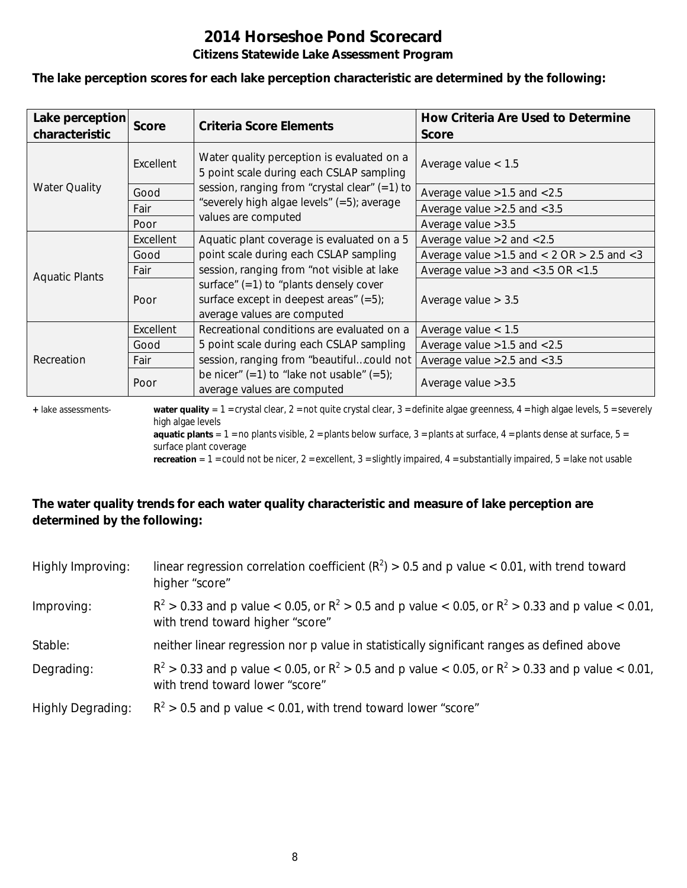# 2014 Horseshoe Pond Scorecard

## Citizens Statewide Lake Assessment Program

**The lake perception scores for each lake perception characteristic are determined by the following:**

| Lake perception characteristic | Score | Criteria Score Elements | How Criteria Are Used to Determine Score |
|---|---|---|---|
| Water Quality | Excellent | Water quality perception is evaluated on a 5 point scale during each CSLAP sampling session, ranging from "crystal clear" (=1) to "severely high algae levels" (=5); average values are computed | Average value < 1.5 |
| | Good | | Average value >1.5 and <2.5 |
| | Fair | | Average value >2.5 and <3.5 |
| | Poor | | Average value >3.5 |
| Aquatic Plants | Excellent | Aquatic plant coverage is evaluated on a 5 point scale during each CSLAP sampling session, ranging from "not visible at lake surface" (=1) to "plants densely cover surface except in deepest areas" (=5); average values are computed | Average value >2 and <2.5 |
| | Good | | Average value >1.5 and < 2 OR > 2.5 and <3 |
| | Fair | | Average value >3 and <3.5 OR <1.5 |
| | Poor | | Average value > 3.5 |
| Recreation | Excellent | Recreational conditions are evaluated on a 5 point scale during each CSLAP sampling session, ranging from "beautiful…could not be nicer" (=1) to "lake not usable" (=5); average values are computed | Average value < 1.5 |
| | Good | | Average value >1.5 and <2.5 |
| | Fair | | Average value >2.5 and <3.5 |
| | Poor | | Average value >3.5 |

+ lake assessments- **water quality** = 1 = crystal clear, 2 = not quite crystal clear, 3 = definite algae greenness, 4 = high algae levels, 5 = severely high algae levels
**aquatic plants** = 1 = no plants visible, 2 = plants below surface, 3 = plants at surface, 4 = plants dense at surface, 5 = surface plant coverage
**recreation** = 1 = could not be nicer, 2 = excellent, 3 = slightly impaired, 4 = substantially impaired, 5 = lake not usable

**The water quality trends for each water quality characteristic and measure of lake perception are determined by the following:**

Highly Improving: linear regression correlation coefficient ($R^2$) > 0.5 and p value < 0.01, with trend toward higher "score"

Improving: $R^2 > 0.33$ and p value < 0.05, or $R^2 > 0.5$ and p value < 0.05, or $R^2 > 0.33$ and p value < 0.01, with trend toward higher "score"

Stable: neither linear regression nor p value in statistically significant ranges as defined above

Degrading: $R^2 > 0.33$ and p value < 0.05, or $R^2 > 0.5$ and p value < 0.05, or $R^2 > 0.33$ and p value < 0.01, with trend toward lower "score"

Highly Degrading: $R^2 > 0.5$ and p value < 0.01, with trend toward lower "score"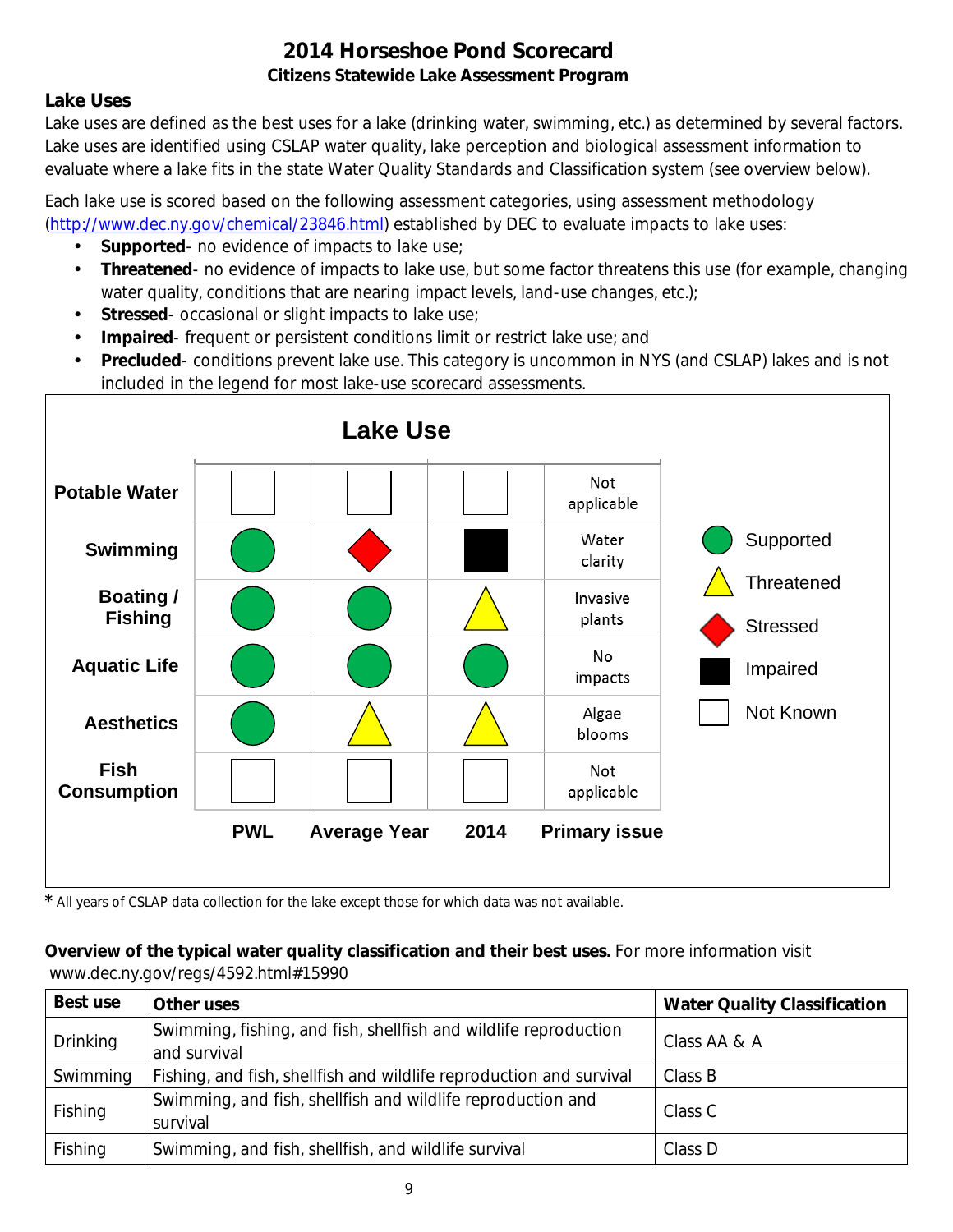# 2014 Horseshoe Pond Scorecard

### Citizens Statewide Lake Assessment Program

## Lake Uses

Lake uses are defined as the best uses for a lake (drinking water, swimming, etc.) as determined by several factors. Lake uses are identified using CSLAP water quality, lake perception and biological assessment information to evaluate where a lake fits in the state Water Quality Standards and Classification system (see overview below).

Each lake use is scored based on the following assessment categories, using assessment methodology (http://www.dec.ny.gov/chemical/23846.html) established by DEC to evaluate impacts to lake uses:

- **Supported**- no evidence of impacts to lake use;
- **Threatened**- no evidence of impacts to lake use, but some factor threatens this use (for example, changing water quality, conditions that are nearing impact levels, land-use changes, etc.);
- **Stressed**- occasional or slight impacts to lake use;
- **Impaired**- frequent or persistent conditions limit or restrict lake use; and
- **Precluded**- conditions prevent lake use. This category is uncommon in NYS (and CSLAP) lakes and is not included in the legend for most lake-use scorecard assessments.

**Lake Use**

| | PWL | Average Year | 2014 | Primary issue |
|---|---|---|---|---|
| Potable Water | Not Known | Not Known | Not Known | Not applicable |
| Swimming | Supported | Stressed | Impaired | Water clarity |
| Boating / Fishing | Supported | Supported | Threatened | Invasive plants |
| Aquatic Life | Supported | Supported | Supported | No impacts |
| Aesthetics | Supported | Threatened | Threatened | Algae blooms |
| Fish Consumption | Not Known | Not Known | Not Known | Not applicable |

Legend: Supported; Threatened; Stressed; Impaired; Not Known

* All years of CSLAP data collection for the lake except those for which data was not available.

**Overview of the typical water quality classification and their best uses.** For more information visit www.dec.ny.gov/regs/4592.html#15990

| Best use | Other uses | Water Quality Classification |
|---|---|---|
| Drinking | Swimming, fishing, and fish, shellfish and wildlife reproduction and survival | Class AA & A |
| Swimming | Fishing, and fish, shellfish and wildlife reproduction and survival | Class B |
| Fishing | Swimming, and fish, shellfish and wildlife reproduction and survival | Class C |
| Fishing | Swimming, and fish, shellfish, and wildlife survival | Class D |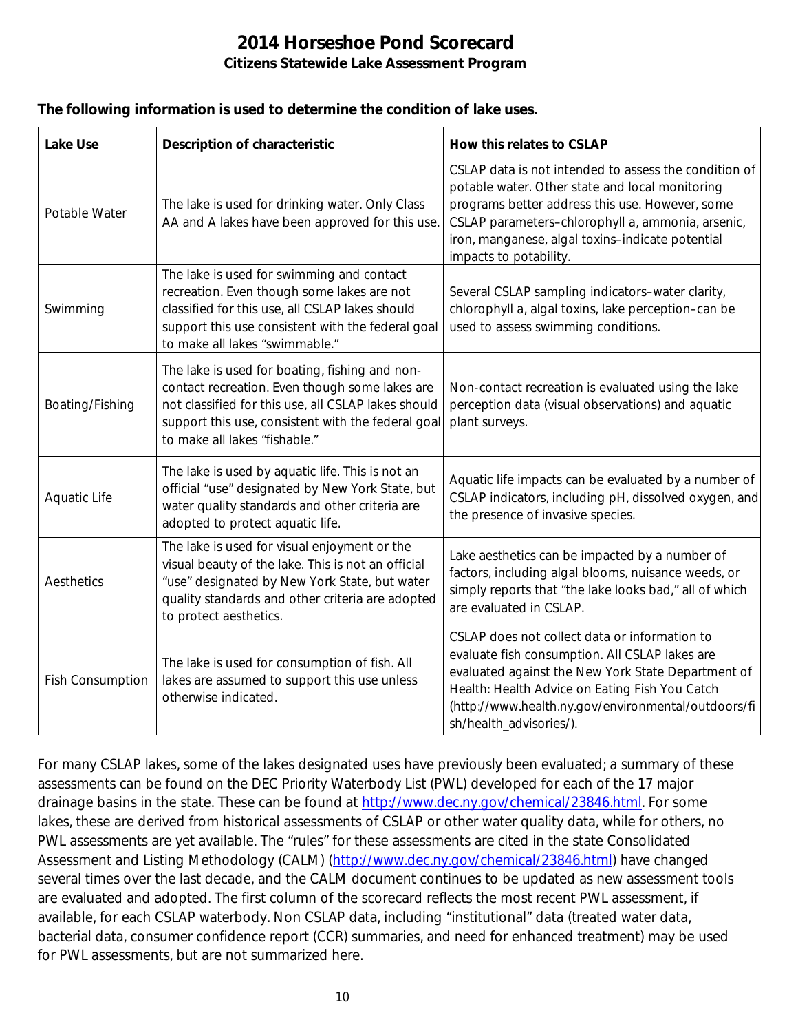# 2014 Horseshoe Pond Scorecard

**Citizens Statewide Lake Assessment Program**

**The following information is used to determine the condition of lake uses.**

| Lake Use | Description of characteristic | How this relates to CSLAP |
|---|---|---|
| Potable Water | The lake is used for drinking water. Only Class AA and A lakes have been approved for this use. | CSLAP data is not intended to assess the condition of potable water. Other state and local monitoring programs better address this use. However, some CSLAP parameters–chlorophyll a, ammonia, arsenic, iron, manganese, algal toxins–indicate potential impacts to potability. |
| Swimming | The lake is used for swimming and contact recreation. Even though some lakes are not classified for this use, all CSLAP lakes should support this use consistent with the federal goal to make all lakes "swimmable." | Several CSLAP sampling indicators–water clarity, chlorophyll a, algal toxins, lake perception–can be used to assess swimming conditions. |
| Boating/Fishing | The lake is used for boating, fishing and non-contact recreation. Even though some lakes are not classified for this use, all CSLAP lakes should support this use, consistent with the federal goal to make all lakes "fishable." | Non-contact recreation is evaluated using the lake perception data (visual observations) and aquatic plant surveys. |
| Aquatic Life | The lake is used by aquatic life. This is not an official "use" designated by New York State, but water quality standards and other criteria are adopted to protect aquatic life. | Aquatic life impacts can be evaluated by a number of CSLAP indicators, including pH, dissolved oxygen, and the presence of invasive species. |
| Aesthetics | The lake is used for visual enjoyment or the visual beauty of the lake. This is not an official "use" designated by New York State, but water quality standards and other criteria are adopted to protect aesthetics. | Lake aesthetics can be impacted by a number of factors, including algal blooms, nuisance weeds, or simply reports that "the lake looks bad," all of which are evaluated in CSLAP. |
| Fish Consumption | The lake is used for consumption of fish. All lakes are assumed to support this use unless otherwise indicated. | CSLAP does not collect data or information to evaluate fish consumption. All CSLAP lakes are evaluated against the New York State Department of Health: Health Advice on Eating Fish You Catch (http://www.health.ny.gov/environmental/outdoors/fish/health_advisories/). |

For many CSLAP lakes, some of the lakes designated uses have previously been evaluated; a summary of these assessments can be found on the DEC Priority Waterbody List (PWL) developed for each of the 17 major drainage basins in the state. These can be found at http://www.dec.ny.gov/chemical/23846.html. For some lakes, these are derived from historical assessments of CSLAP or other water quality data, while for others, no PWL assessments are yet available. The "rules" for these assessments are cited in the state Consolidated Assessment and Listing Methodology (CALM) (http://www.dec.ny.gov/chemical/23846.html) have changed several times over the last decade, and the CALM document continues to be updated as new assessment tools are evaluated and adopted. The first column of the scorecard reflects the most recent PWL assessment, if available, for each CSLAP waterbody. Non CSLAP data, including "institutional" data (treated water data, bacterial data, consumer confidence report (CCR) summaries, and need for enhanced treatment) may be used for PWL assessments, but are not summarized here.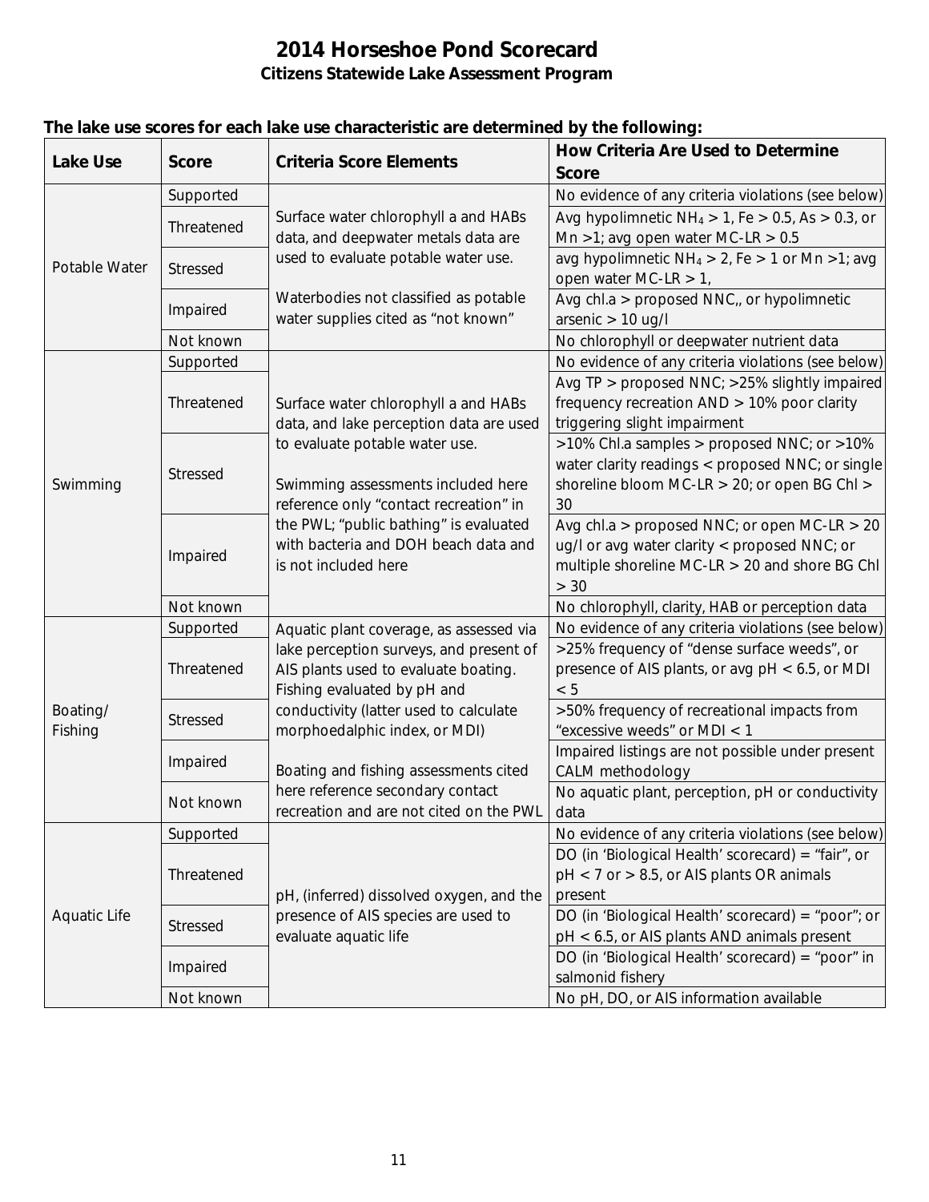# 2014 Horseshoe Pond Scorecard

## Citizens Statewide Lake Assessment Program

**The lake use scores for each lake use characteristic are determined by the following:**

| Lake Use | Score | Criteria Score Elements | How Criteria Are Used to Determine Score |
|---|---|---|---|
| Potable Water | Supported | Surface water chlorophyll a and HABs data, and deepwater metals data are used to evaluate potable water use. Waterbodies not classified as potable water supplies cited as "not known" | No evidence of any criteria violations (see below) |
| | Threatened | | Avg hypolimnetic $NH_4$ > 1, Fe > 0.5, As > 0.3, or Mn >1; avg open water MC-LR > 0.5 |
| | Stressed | | avg hypolimnetic $NH_4$ > 2, Fe > 1 or Mn >1; avg open water MC-LR > 1, |
| | Impaired | | Avg chl.a > proposed NNC,, or hypolimnetic arsenic > 10 ug/l |
| | Not known | | No chlorophyll or deepwater nutrient data |
| Swimming | Supported | Surface water chlorophyll a and HABs data, and lake perception data are used to evaluate potable water use. Swimming assessments included here reference only "contact recreation" in the PWL; "public bathing" is evaluated with bacteria and DOH beach data and is not included here | No evidence of any criteria violations (see below) |
| | Threatened | | Avg TP > proposed NNC; >25% slightly impaired frequency recreation AND > 10% poor clarity triggering slight impairment |
| | Stressed | | >10% Chl.a samples > proposed NNC; or >10% water clarity readings < proposed NNC; or single shoreline bloom MC-LR > 20; or open BG Chl > 30 |
| | Impaired | | Avg chl.a > proposed NNC; or open MC-LR > 20 ug/l or avg water clarity < proposed NNC; or multiple shoreline MC-LR > 20 and shore BG Chl > 30 |
| | Not known | | No chlorophyll, clarity, HAB or perception data |
| Boating/ Fishing | Supported | Aquatic plant coverage, as assessed via lake perception surveys, and present of AIS plants used to evaluate boating. Fishing evaluated by pH and conductivity (latter used to calculate morphoedalphic index, or MDI) Boating and fishing assessments cited here reference secondary contact recreation and are not cited on the PWL | No evidence of any criteria violations (see below) |
| | Threatened | | >25% frequency of "dense surface weeds", or presence of AIS plants, or avg pH < 6.5, or MDI < 5 |
| | Stressed | | >50% frequency of recreational impacts from "excessive weeds" or MDI < 1 |
| | Impaired | | Impaired listings are not possible under present CALM methodology |
| | Not known | | No aquatic plant, perception, pH or conductivity data |
| Aquatic Life | Supported | pH, (inferred) dissolved oxygen, and the presence of AIS species are used to evaluate aquatic life | No evidence of any criteria violations (see below) |
| | Threatened | | DO (in 'Biological Health' scorecard) = "fair", or pH < 7 or > 8.5, or AIS plants OR animals present |
| | Stressed | | DO (in 'Biological Health' scorecard) = "poor"; or pH < 6.5, or AIS plants AND animals present |
| | Impaired | | DO (in 'Biological Health' scorecard) = "poor" in salmonid fishery |
| | Not known | | No pH, DO, or AIS information available |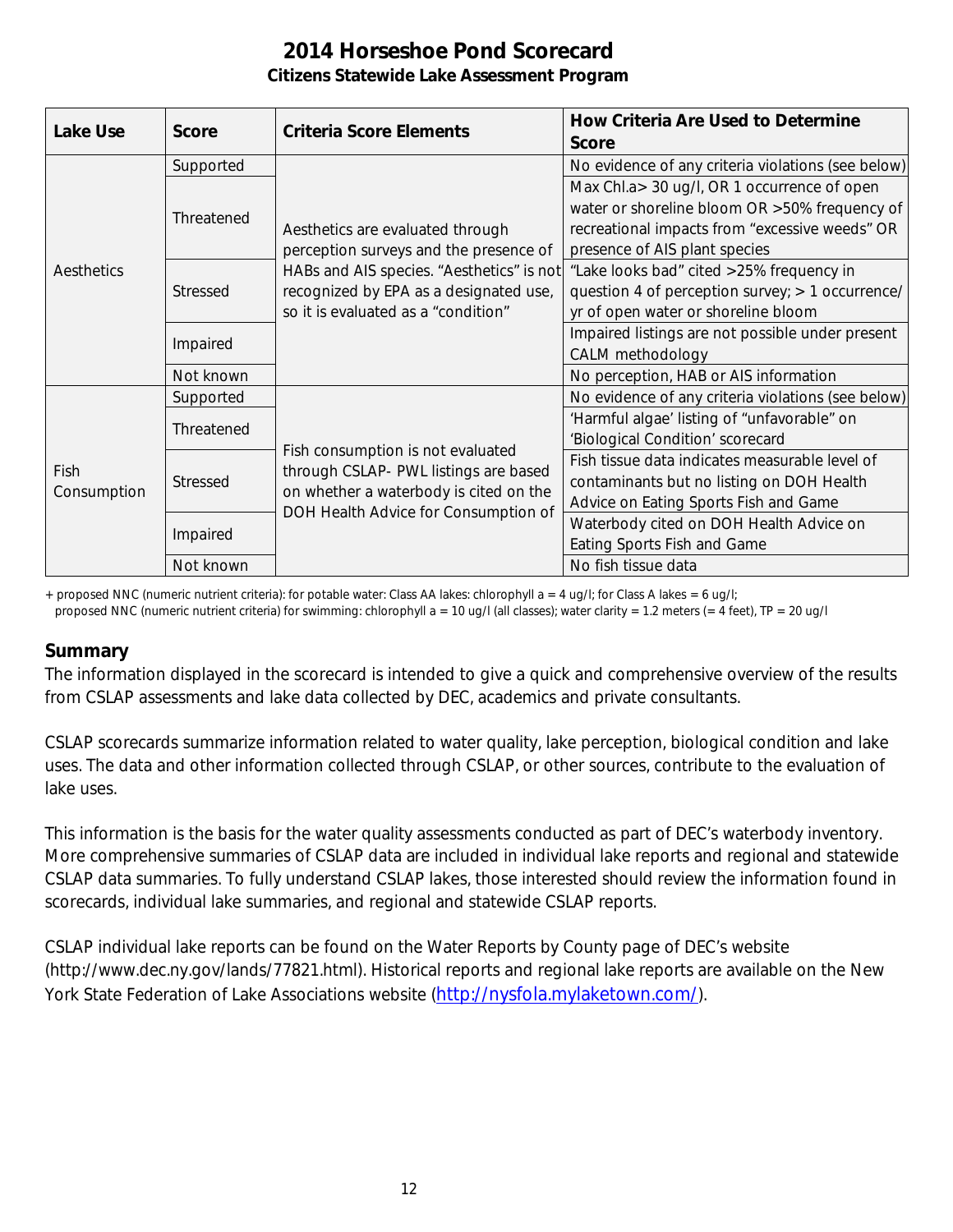# 2014 Horseshoe Pond Scorecard

**Citizens Statewide Lake Assessment Program**

| Lake Use | Score | Criteria Score Elements | How Criteria Are Used to Determine Score |
|---|---|---|---|
| Aesthetics | Supported | Aesthetics are evaluated through perception surveys and the presence of HABs and AIS species. "Aesthetics" is not recognized by EPA as a designated use, so it is evaluated as a "condition" | No evidence of any criteria violations (see below) |
| | Threatened | | Max Chl.a> 30 ug/l, OR 1 occurrence of open water or shoreline bloom OR >50% frequency of recreational impacts from "excessive weeds" OR presence of AIS plant species |
| | Stressed | | "Lake looks bad" cited >25% frequency in question 4 of perception survey; > 1 occurrence/yr of open water or shoreline bloom |
| | Impaired | | Impaired listings are not possible under present CALM methodology |
| | Not known | | No perception, HAB or AIS information |
| Fish Consumption | Supported | Fish consumption is not evaluated through CSLAP- PWL listings are based on whether a waterbody is cited on the DOH Health Advice for Consumption of | No evidence of any criteria violations (see below) |
| | Threatened | | 'Harmful algae' listing of "unfavorable" on 'Biological Condition' scorecard |
| | Stressed | | Fish tissue data indicates measurable level of contaminants but no listing on DOH Health Advice on Eating Sports Fish and Game |
| | Impaired | | Waterbody cited on DOH Health Advice on Eating Sports Fish and Game |
| | Not known | | No fish tissue data |

+ proposed NNC (numeric nutrient criteria): for potable water: Class AA lakes: chlorophyll a = 4 ug/l; for Class A lakes = 6 ug/l;
proposed NNC (numeric nutrient criteria) for swimming: chlorophyll a = 10 ug/l (all classes); water clarity = 1.2 meters (= 4 feet), TP = 20 ug/l

## Summary

The information displayed in the scorecard is intended to give a quick and comprehensive overview of the results from CSLAP assessments and lake data collected by DEC, academics and private consultants.

CSLAP scorecards summarize information related to water quality, lake perception, biological condition and lake uses. The data and other information collected through CSLAP, or other sources, contribute to the evaluation of lake uses.

This information is the basis for the water quality assessments conducted as part of DEC's waterbody inventory. More comprehensive summaries of CSLAP data are included in individual lake reports and regional and statewide CSLAP data summaries. To fully understand CSLAP lakes, those interested should review the information found in scorecards, individual lake summaries, and regional and statewide CSLAP reports.

CSLAP individual lake reports can be found on the Water Reports by County page of DEC's website (http://www.dec.ny.gov/lands/77821.html). Historical reports and regional lake reports are available on the New York State Federation of Lake Associations website (http://nysfola.mylaketown.com/).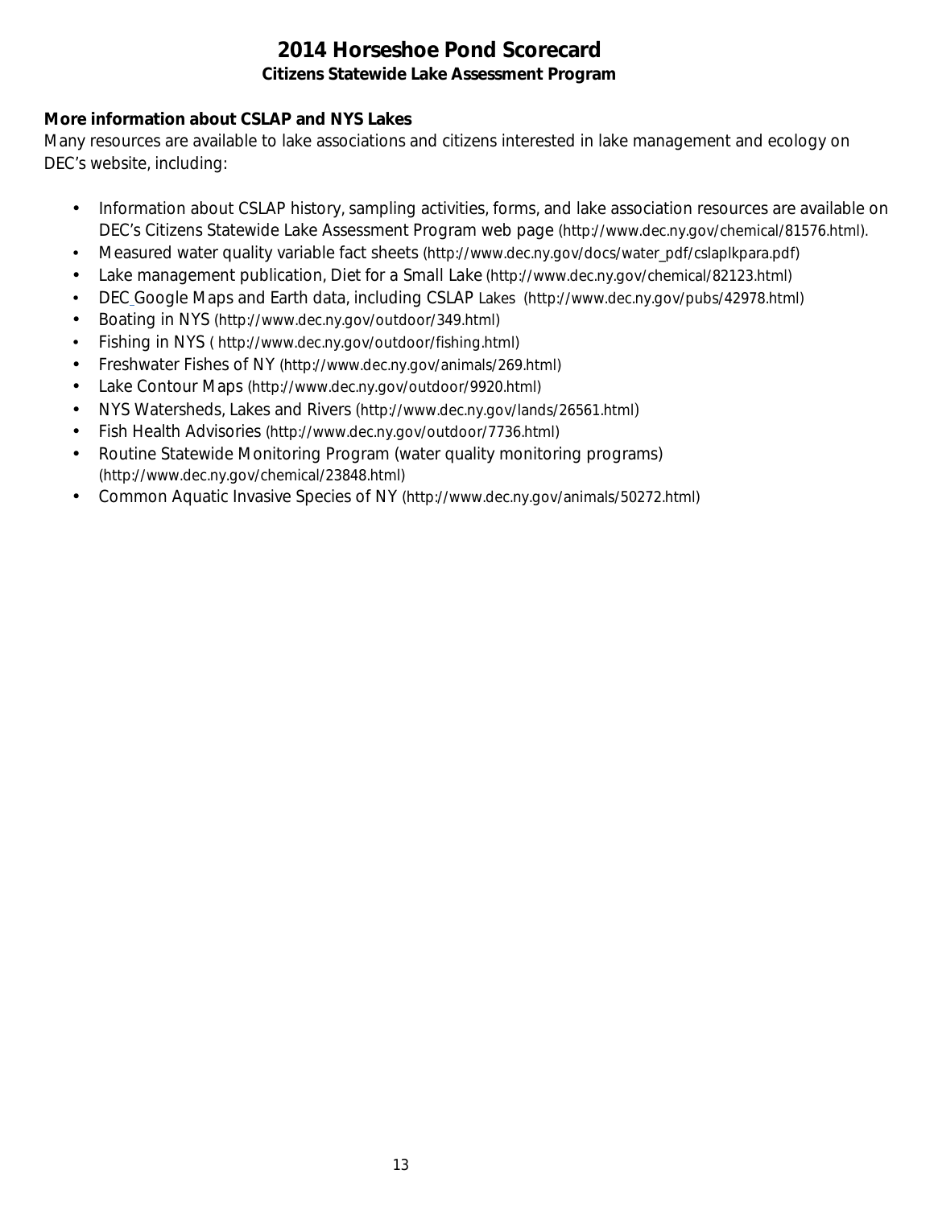# 2014 Horseshoe Pond Scorecard

**Citizens Statewide Lake Assessment Program**

**More information about CSLAP and NYS Lakes**

Many resources are available to lake associations and citizens interested in lake management and ecology on DEC's website, including:

- Information about CSLAP history, sampling activities, forms, and lake association resources are available on DEC's Citizens Statewide Lake Assessment Program web page (http://www.dec.ny.gov/chemical/81576.html).
- Measured water quality variable fact sheets (http://www.dec.ny.gov/docs/water_pdf/cslaplkpara.pdf)
- Lake management publication, Diet for a Small Lake (http://www.dec.ny.gov/chemical/82123.html)
- DEC Google Maps and Earth data, including CSLAP Lakes (http://www.dec.ny.gov/pubs/42978.html)
- Boating in NYS (http://www.dec.ny.gov/outdoor/349.html)
- Fishing in NYS ( http://www.dec.ny.gov/outdoor/fishing.html)
- Freshwater Fishes of NY (http://www.dec.ny.gov/animals/269.html)
- Lake Contour Maps (http://www.dec.ny.gov/outdoor/9920.html)
- NYS Watersheds, Lakes and Rivers (http://www.dec.ny.gov/lands/26561.html)
- Fish Health Advisories (http://www.dec.ny.gov/outdoor/7736.html)
- Routine Statewide Monitoring Program (water quality monitoring programs) (http://www.dec.ny.gov/chemical/23848.html)
- Common Aquatic Invasive Species of NY (http://www.dec.ny.gov/animals/50272.html)